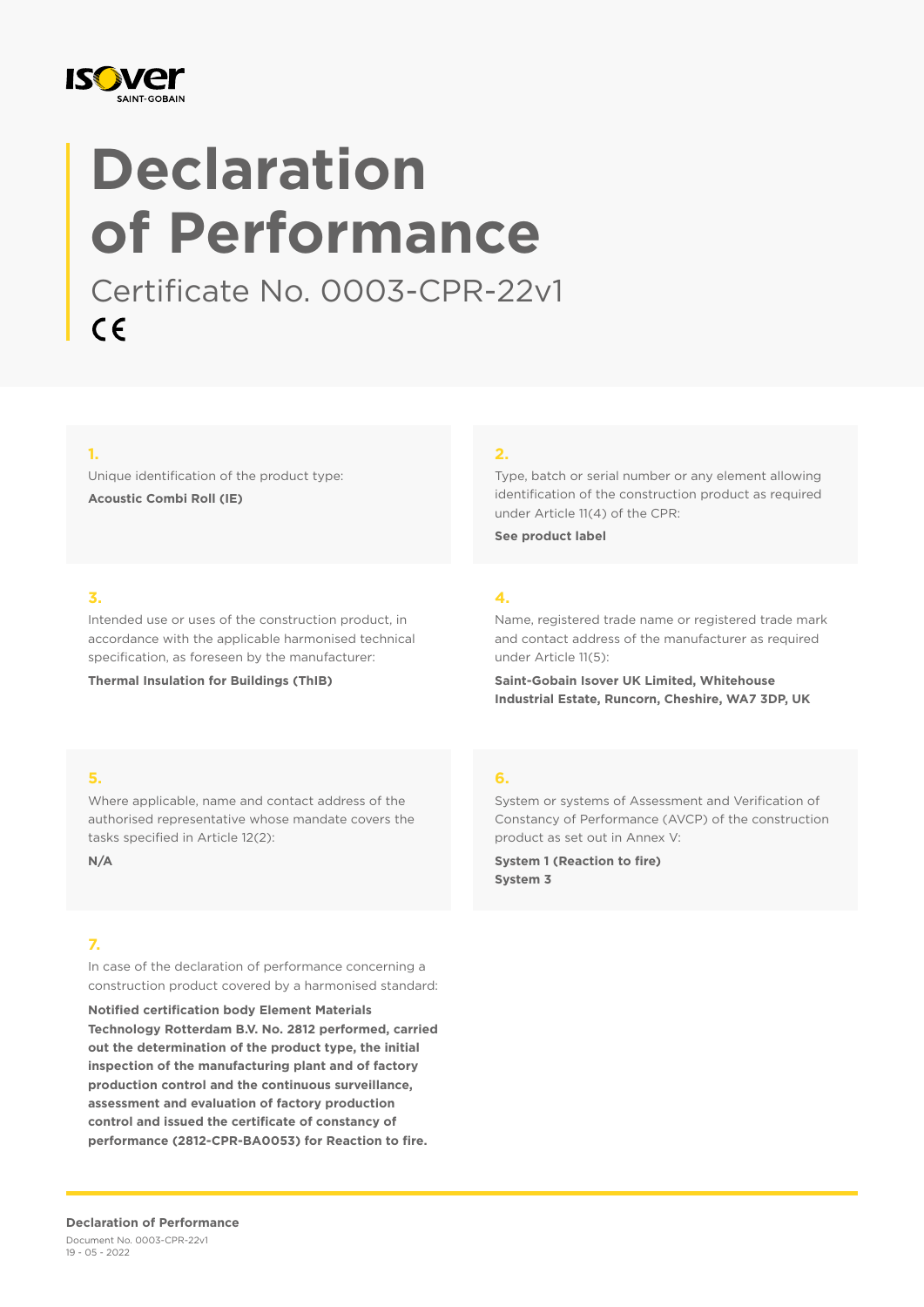# Declaration of Performance

Certificate No. 0003-CPR-22v1

CE

**1.**

Unique identification of the product type:

**Acoustic Combi Roll (IE)**

**2.**

Type, batch or serial number or any element allowing identification of the construction product as required under Article 11(4) of the CPR:

**See product label**

**3.**

Intended use or uses of the construction product, in accordance with the applicable harmonised technical specification, as foreseen by the manufacturer:

**Thermal Insulation for Buildings (ThIB)**

**4.**

Name, registered trade name or registered trade mark and contact address of the manufacturer as required under Article 11(5):

**Saint-Gobain Isover UK Limited, Whitehouse Industrial Estate, Runcorn, Cheshire, WA7 3DP, UK**

**5.**

Where applicable, name and contact address of the authorised representative whose mandate covers the tasks specified in Article 12(2):

**N/A**

**6.**

System or systems of Assessment and Verification of Constancy of Performance (AVCP) of the construction product as set out in Annex V:

**System 1 (Reaction to fire)**
**System 3**

**7.**

In case of the declaration of performance concerning a construction product covered by a harmonised standard:

**Notified certification body Element Materials Technology Rotterdam B.V. No. 2812 performed, carried out the determination of the product type, the initial inspection of the manufacturing plant and of factory production control and the continuous surveillance, assessment and evaluation of factory production control and issued the certificate of constancy of performance (2812-CPR-BA0053) for Reaction to fire.**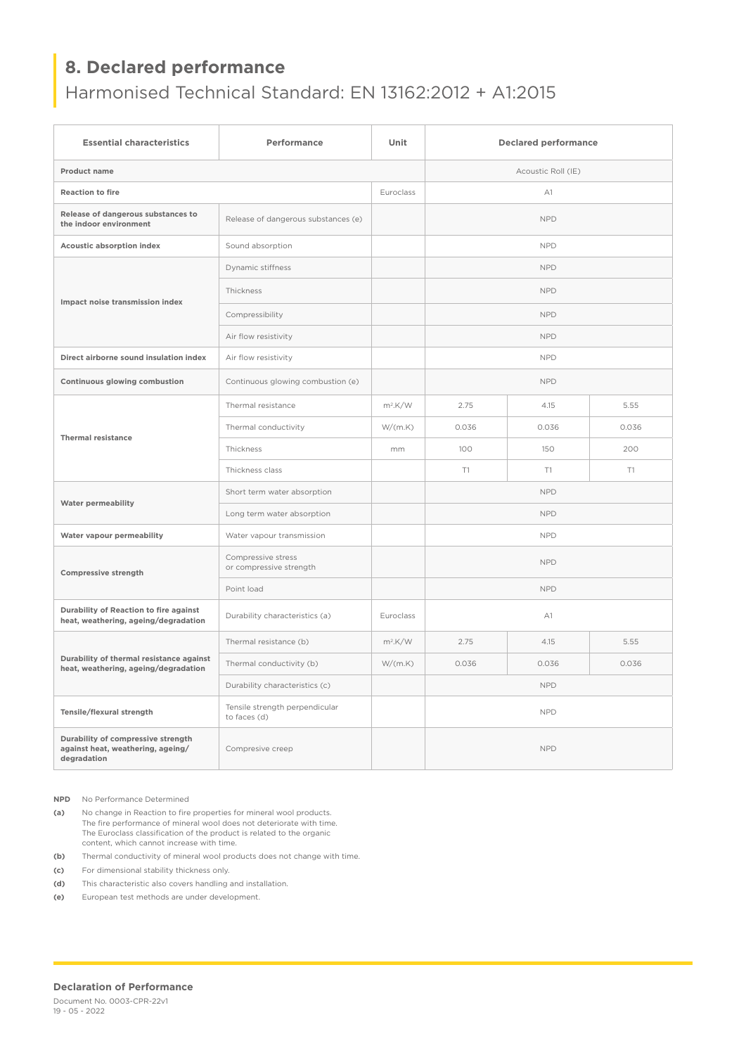## 8. Declared performance

Harmonised Technical Standard: EN 13162:2012 + A1:2015

| Essential characteristics | Performance | Unit | Declared performance | | |
|---|---|---|---|---|---|
| Product name | | | Acoustic Roll (IE) | | |
| Reaction to fire | | Euroclass | A1 | | |
| Release of dangerous substances to the indoor environment | Release of dangerous substances (e) | | NPD | | |
| Acoustic absorption index | Sound absorption | | NPD | | |
| Impact noise transmission index | Dynamic stiffness | | NPD | | |
| | Thickness | | NPD | | |
| | Compressibility | | NPD | | |
| | Air flow resistivity | | NPD | | |
| Direct airborne sound insulation index | Air flow resistivity | | NPD | | |
| Continuous glowing combustion | Continuous glowing combustion (e) | | NPD | | |
| Thermal resistance | Thermal resistance | $m^2.K/W$ | 2.75 | 4.15 | 5.55 |
| | Thermal conductivity | W/(m.K) | 0.036 | 0.036 | 0.036 |
| | Thickness | mm | 100 | 150 | 200 |
| | Thickness class | | T1 | T1 | T1 |
| Water permeability | Short term water absorption | | NPD | | |
| | Long term water absorption | | NPD | | |
| Water vapour permeability | Water vapour transmission | | NPD | | |
| Compressive strength | Compressive stress or compressive strength | | NPD | | |
| | Point load | | NPD | | |
| Durability of Reaction to fire against heat, weathering, ageing/degradation | Durability characteristics (a) | Euroclass | A1 | | |
| Durability of thermal resistance against heat, weathering, ageing/degradation | Thermal resistance (b) | $m^2.K/W$ | 2.75 | 4.15 | 5.55 |
| | Thermal conductivity (b) | W/(m.K) | 0.036 | 0.036 | 0.036 |
| | Durability characteristics (c) | | NPD | | |
| Tensile/flexural strength | Tensile strength perpendicular to faces (d) | | NPD | | |
| Durability of compressive strength against heat, weathering, ageing/degradation | Compresive creep | | NPD | | |

**NPD** No Performance Determined

**(a)** No change in Reaction to fire properties for mineral wool products. The fire performance of mineral wool does not deteriorate with time. The Euroclass classification of the product is related to the organic content, which cannot increase with time.

**(b)** Thermal conductivity of mineral wool products does not change with time.

**(c)** For dimensional stability thickness only.

**(d)** This characteristic also covers handling and installation.

**(e)** European test methods are under development.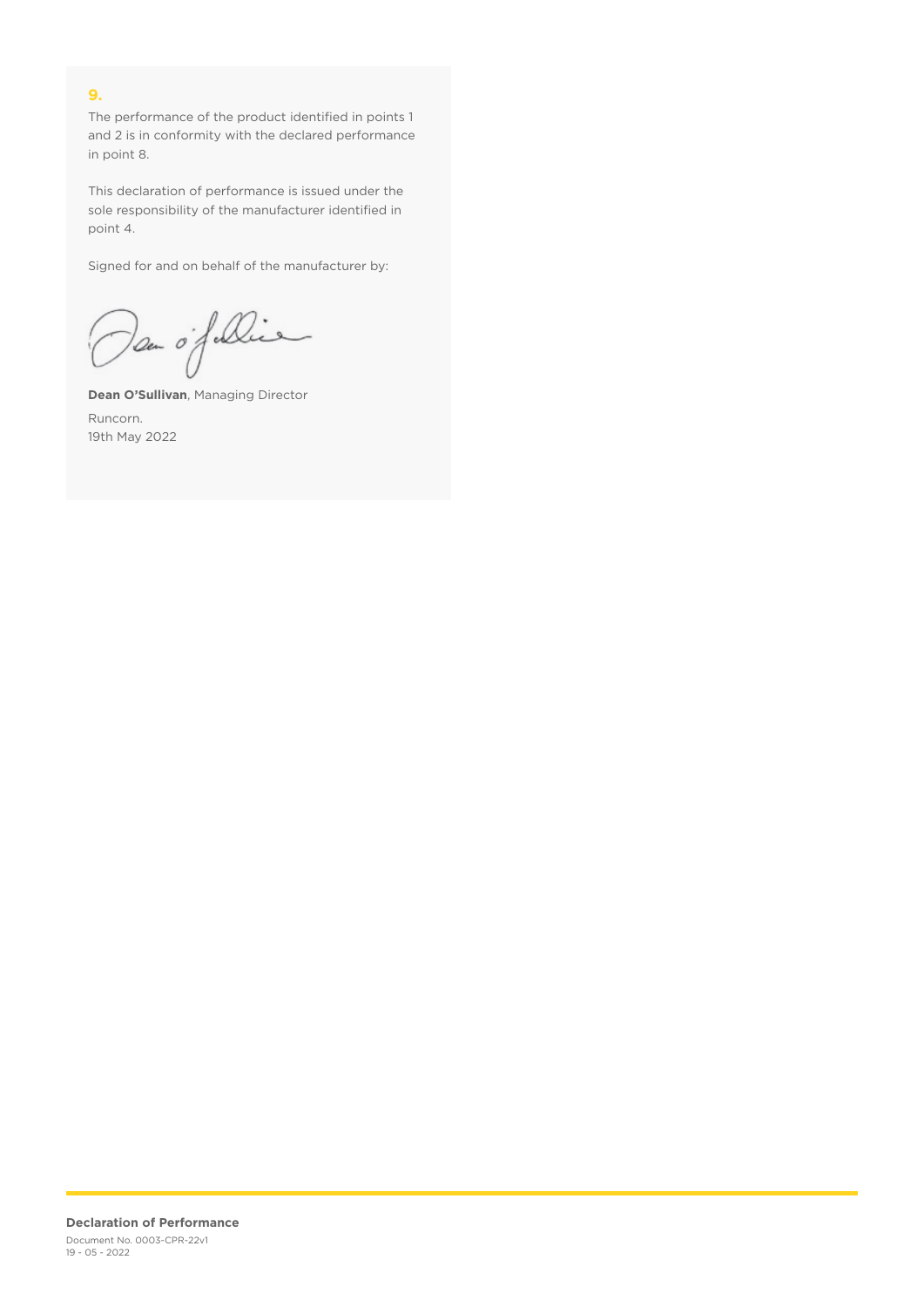## 9.

The performance of the product identified in points 1 and 2 is in conformity with the declared performance in point 8.

This declaration of performance is issued under the sole responsibility of the manufacturer identified in point 4.

Signed for and on behalf of the manufacturer by:

**Dean O'Sullivan**, Managing Director

Runcorn.
19th May 2022

**Declaration of Performance**
Document No. 0003-CPR-22v1
19 - 05 - 2022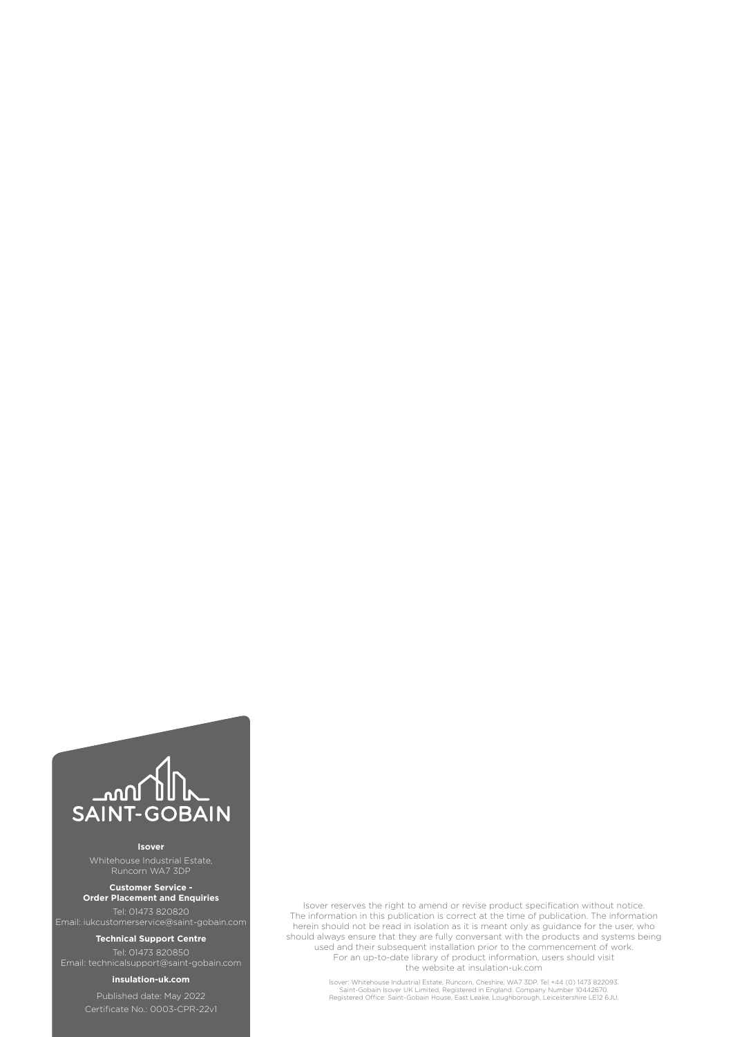SAINT-GOBAIN

**Isover**

Whitehouse Industrial Estate,
Runcorn WA7 3DP

**Customer Service -**
**Order Placement and Enquiries**

Tel: 01473 820820
Email: iukcustomerservice@saint-gobain.com

**Technical Support Centre**

Tel: 01473 820850
Email: technicalsupport@saint-gobain.com

**insulation-uk.com**

Published date: May 2022
Certificate No.: 0003-CPR-22v1

Isover reserves the right to amend or revise product specification without notice. The information in this publication is correct at the time of publication. The information herein should not be read in isolation as it is meant only as guidance for the user, who should always ensure that they are fully conversant with the products and systems being used and their subsequent installation prior to the commencement of work. For an up-to-date library of product information, users should visit the website at insulation-uk.com

Isover: Whitehouse Industrial Estate, Runcorn, Cheshire, WA7 3DP. Tel +44 (0) 1473 822093.
Saint-Gobain Isover UK Limited, Registered in England. Company Number 10442670.
Registered Office: Saint-Gobain House, East Leake, Loughborough, Leicestershire LE12 6JU.